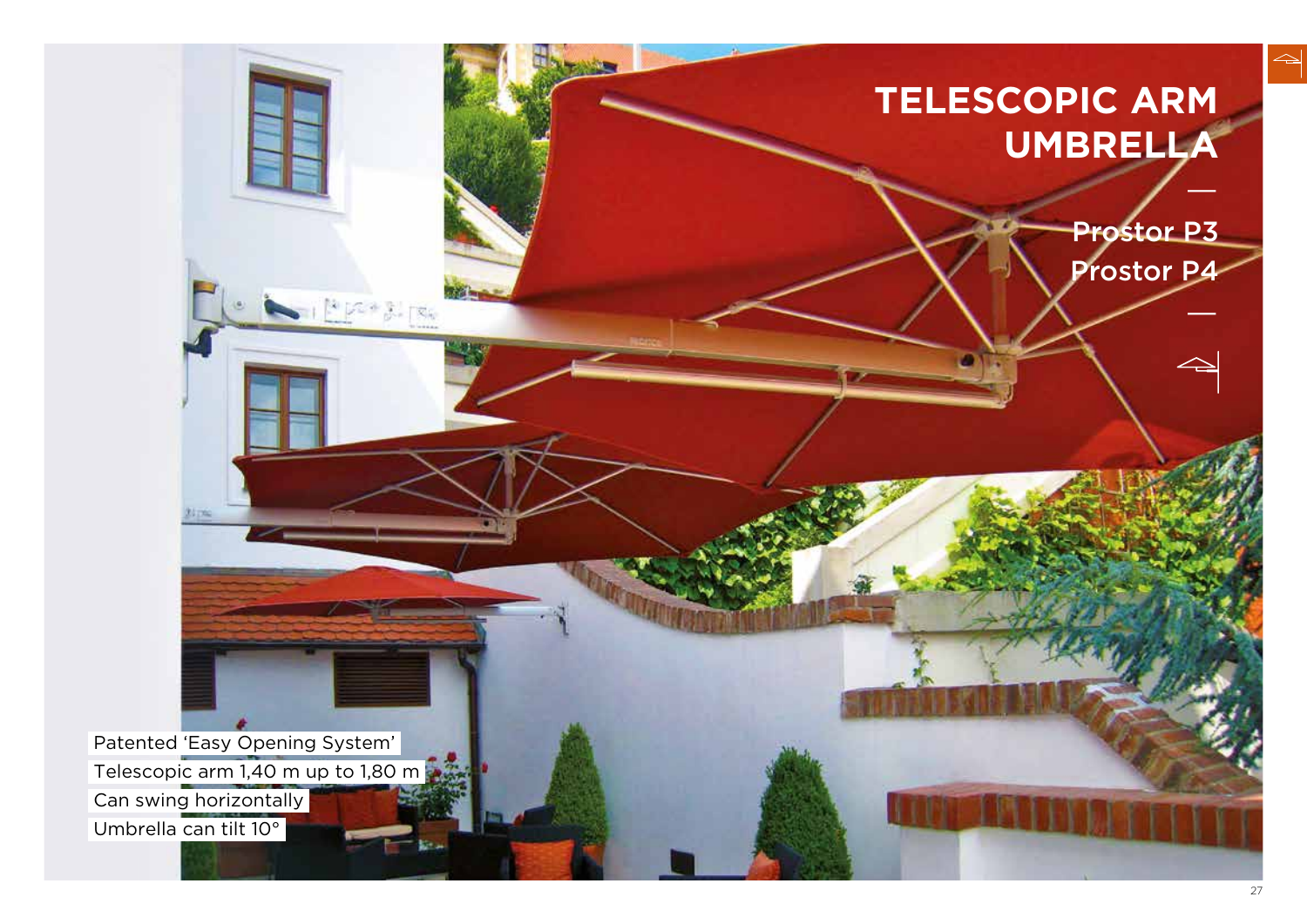# TELESCOPIC ARM UMBRELLA

—

Prostor P3
Prostor P4

—

- Patented 'Easy Opening System'
- Telescopic arm 1,40 m up to 1,80 m
- Can swing horizontally
- Umbrella can tilt 10°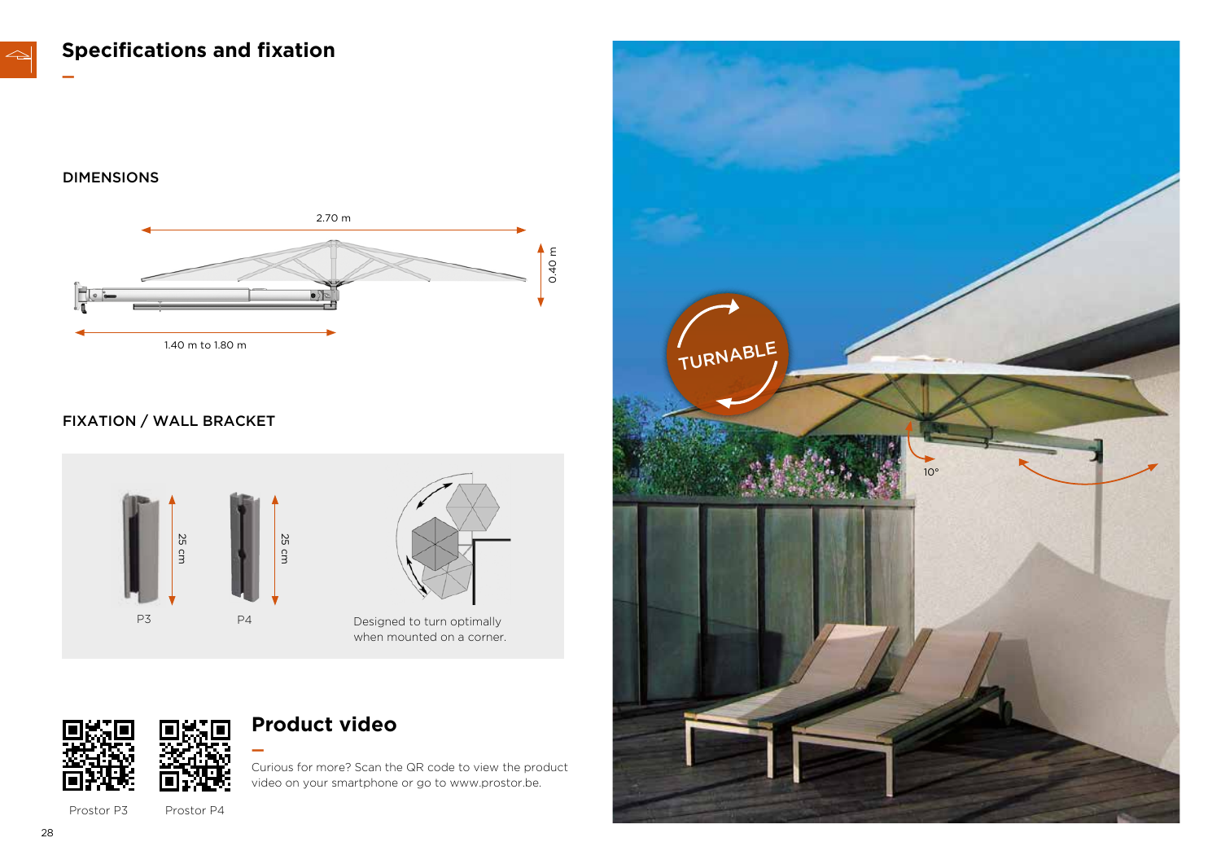# Specifications and fixation

## DIMENSIONS

2.70 m

0.40 m

1.40 m to 1.80 m

## FIXATION / WALL BRACKET

25 cm

25 cm

P3

P4

Designed to turn optimally when mounted on a corner.

## Product video

Curious for more? Scan the QR code to view the product video on your smartphone or go to www.prostor.be.

Prostor P3

Prostor P4

TURNABLE

10°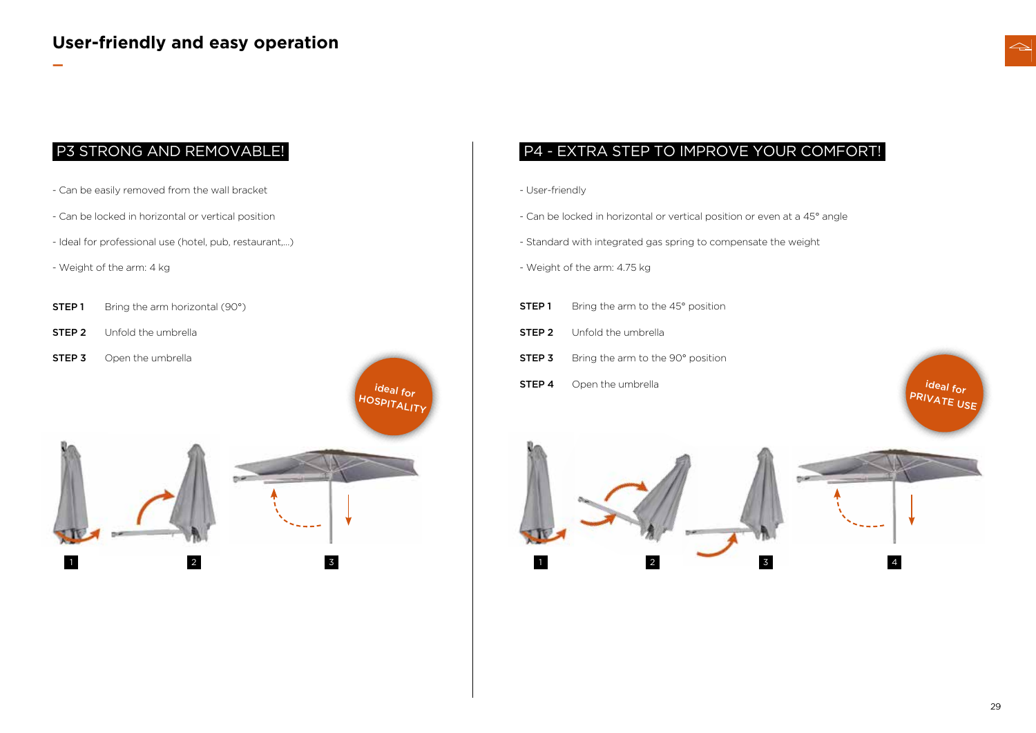# User-friendly and easy operation

## P3 STRONG AND REMOVABLE!

- Can be easily removed from the wall bracket
- Can be locked in horizontal or vertical position
- Ideal for professional use (hotel, pub, restaurant,...)
- Weight of the arm: 4 kg

**STEP 1** Bring the arm horizontal (90°)

**STEP 2** Unfold the umbrella

**STEP 3** Open the umbrella

ideal for HOSPITALITY

1 2 3

## P4 - EXTRA STEP TO IMPROVE YOUR COMFORT!

- User-friendly
- Can be locked in horizontal or vertical position or even at a 45° angle
- Standard with integrated gas spring to compensate the weight
- Weight of the arm: 4.75 kg

**STEP 1** Bring the arm to the 45° position

**STEP 2** Unfold the umbrella

**STEP 3** Bring the arm to the 90° position

**STEP 4** Open the umbrella

ideal for PRIVATE USE

1 2 3 4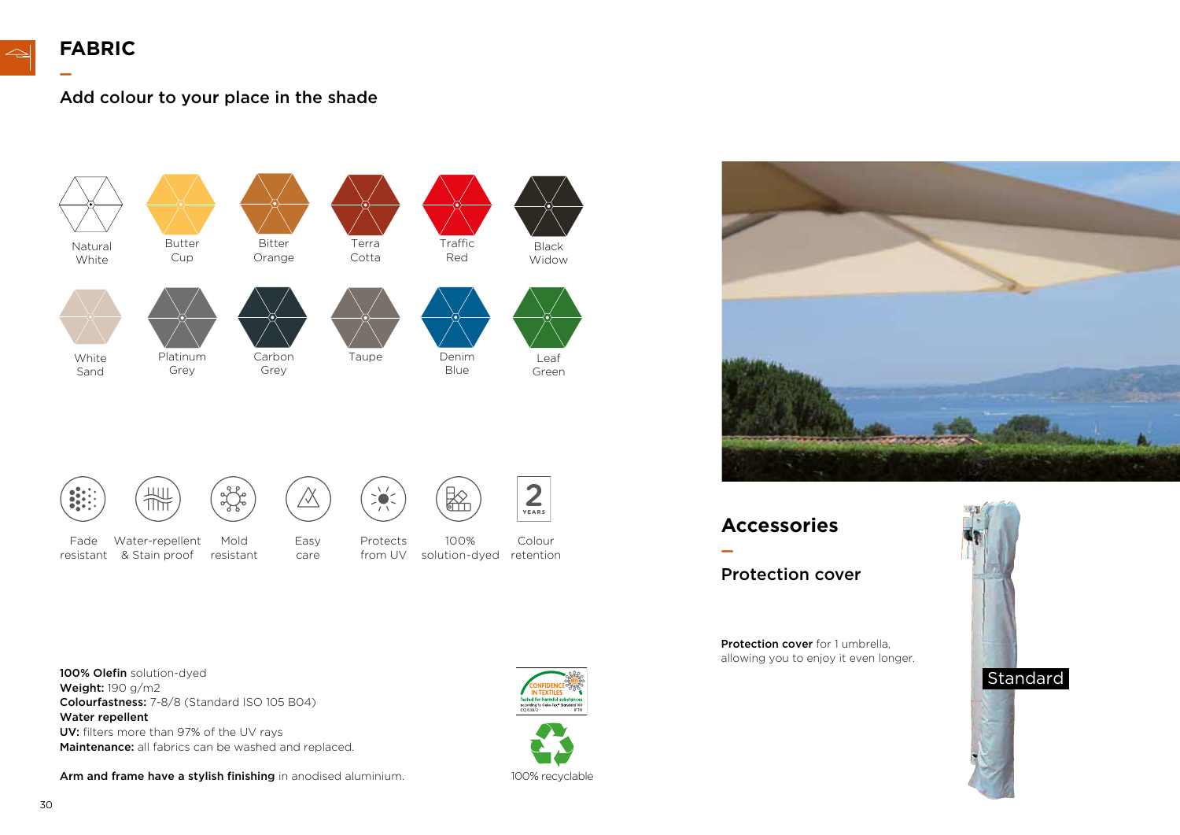# FABRIC

## Add colour to your place in the shade

Natural White
Butter Cup
Bitter Orange
Terra Cotta
Traffic Red
Black Widow
White Sand
Platinum Grey
Carbon Grey
Taupe
Denim Blue
Leaf Green

Fade resistant
Water-repellent & Stain proof
Mold resistant
Easy care
Protects from UV
100% solution-dyed
2 YEARS
Colour retention

**100% Olefin** solution-dyed
**Weight:** 190 g/m2
**Colourfastness:** 7-8/8 (Standard ISO 105 B04)
**Water repellent**
**UV:** filters more than 97% of the UV rays
**Maintenance:** all fabrics can be washed and replaced.

**Arm and frame have a stylish finishing** in anodised aluminium.

CONFIDENCE IN TEXTILES
Tested for harmful substances

100% recyclable

## Accessories

### Protection cover

**Protection cover** for 1 umbrella, allowing you to enjoy it even longer.

Standard